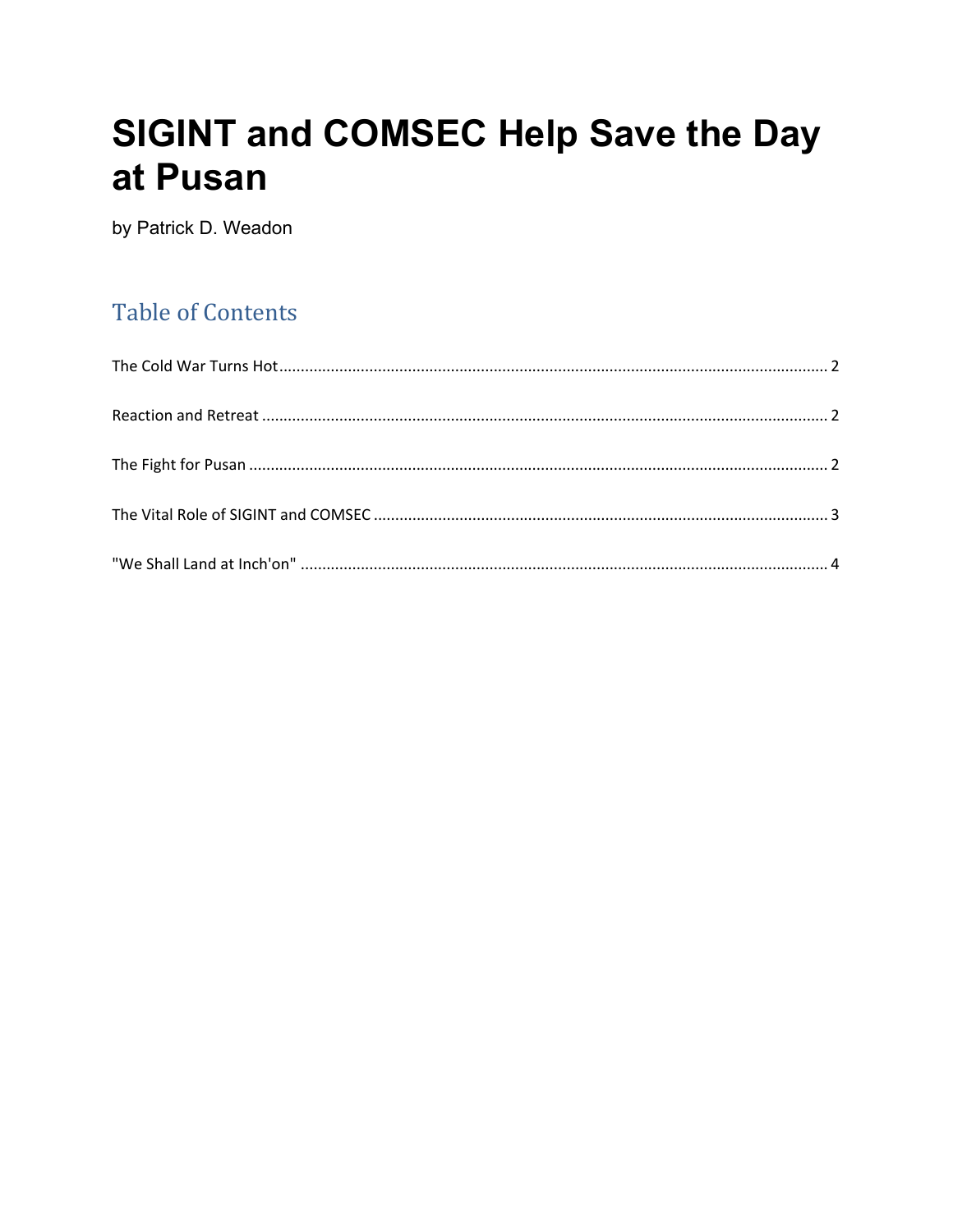# SIGINT and COMSEC Help Save the Day at Pusan

by Patrick D. Weadon

## Table of Contents

The Cold War Turns Hot .............................................................................................................................. 2

Reaction and Retreat .................................................................................................................................. 2

The Fight for Pusan ..................................................................................................................................... 2

The Vital Role of SIGINT and COMSEC ........................................................................................................ 3

"We Shall Land at Inch'on" ......................................................................................................................... 4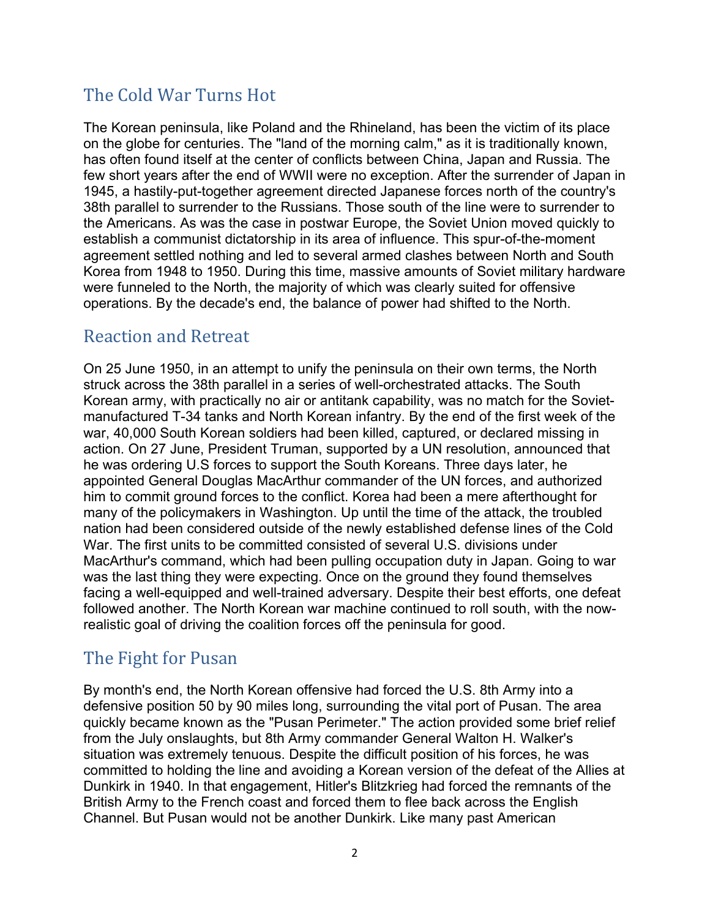## The Cold War Turns Hot

The Korean peninsula, like Poland and the Rhineland, has been the victim of its place on the globe for centuries. The "land of the morning calm," as it is traditionally known, has often found itself at the center of conflicts between China, Japan and Russia. The few short years after the end of WWII were no exception. After the surrender of Japan in 1945, a hastily-put-together agreement directed Japanese forces north of the country's 38th parallel to surrender to the Russians. Those south of the line were to surrender to the Americans. As was the case in postwar Europe, the Soviet Union moved quickly to establish a communist dictatorship in its area of influence. This spur-of-the-moment agreement settled nothing and led to several armed clashes between North and South Korea from 1948 to 1950. During this time, massive amounts of Soviet military hardware were funneled to the North, the majority of which was clearly suited for offensive operations. By the decade's end, the balance of power had shifted to the North.

## Reaction and Retreat

On 25 June 1950, in an attempt to unify the peninsula on their own terms, the North struck across the 38th parallel in a series of well-orchestrated attacks. The South Korean army, with practically no air or antitank capability, was no match for the Soviet-manufactured T-34 tanks and North Korean infantry. By the end of the first week of the war, 40,000 South Korean soldiers had been killed, captured, or declared missing in action. On 27 June, President Truman, supported by a UN resolution, announced that he was ordering U.S forces to support the South Koreans. Three days later, he appointed General Douglas MacArthur commander of the UN forces, and authorized him to commit ground forces to the conflict. Korea had been a mere afterthought for many of the policymakers in Washington. Up until the time of the attack, the troubled nation had been considered outside of the newly established defense lines of the Cold War. The first units to be committed consisted of several U.S. divisions under MacArthur's command, which had been pulling occupation duty in Japan. Going to war was the last thing they were expecting. Once on the ground they found themselves facing a well-equipped and well-trained adversary. Despite their best efforts, one defeat followed another. The North Korean war machine continued to roll south, with the now-realistic goal of driving the coalition forces off the peninsula for good.

## The Fight for Pusan

By month's end, the North Korean offensive had forced the U.S. 8th Army into a defensive position 50 by 90 miles long, surrounding the vital port of Pusan. The area quickly became known as the "Pusan Perimeter." The action provided some brief relief from the July onslaughts, but 8th Army commander General Walton H. Walker's situation was extremely tenuous. Despite the difficult position of his forces, he was committed to holding the line and avoiding a Korean version of the defeat of the Allies at Dunkirk in 1940. In that engagement, Hitler's Blitzkrieg had forced the remnants of the British Army to the French coast and forced them to flee back across the English Channel. But Pusan would not be another Dunkirk. Like many past American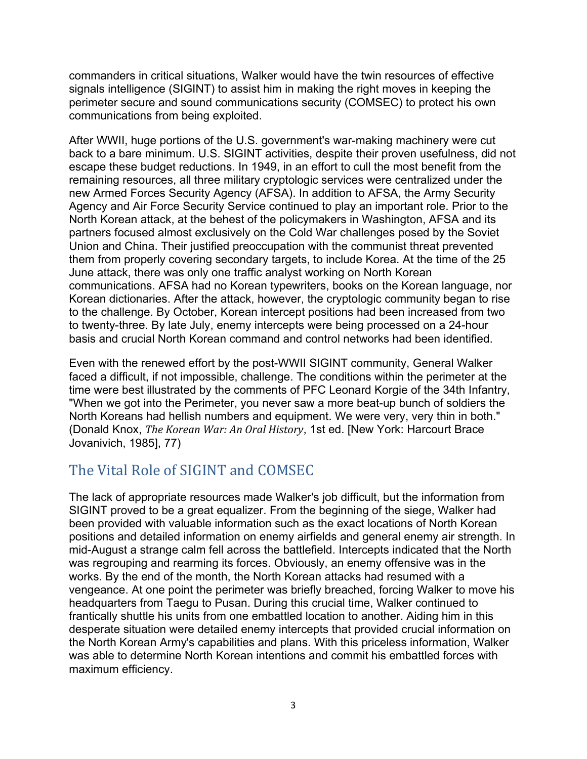commanders in critical situations, Walker would have the twin resources of effective signals intelligence (SIGINT) to assist him in making the right moves in keeping the perimeter secure and sound communications security (COMSEC) to protect his own communications from being exploited.

After WWII, huge portions of the U.S. government's war-making machinery were cut back to a bare minimum. U.S. SIGINT activities, despite their proven usefulness, did not escape these budget reductions. In 1949, in an effort to cull the most benefit from the remaining resources, all three military cryptologic services were centralized under the new Armed Forces Security Agency (AFSA). In addition to AFSA, the Army Security Agency and Air Force Security Service continued to play an important role. Prior to the North Korean attack, at the behest of the policymakers in Washington, AFSA and its partners focused almost exclusively on the Cold War challenges posed by the Soviet Union and China. Their justified preoccupation with the communist threat prevented them from properly covering secondary targets, to include Korea. At the time of the 25 June attack, there was only one traffic analyst working on North Korean communications. AFSA had no Korean typewriters, books on the Korean language, nor Korean dictionaries. After the attack, however, the cryptologic community began to rise to the challenge. By October, Korean intercept positions had been increased from two to twenty-three. By late July, enemy intercepts were being processed on a 24-hour basis and crucial North Korean command and control networks had been identified.

Even with the renewed effort by the post-WWII SIGINT community, General Walker faced a difficult, if not impossible, challenge. The conditions within the perimeter at the time were best illustrated by the comments of PFC Leonard Korgie of the 34th Infantry, "When we got into the Perimeter, you never saw a more beat-up bunch of soldiers the North Koreans had hellish numbers and equipment. We were very, very thin in both." (Donald Knox, *The Korean War: An Oral History*, 1st ed. [New York: Harcourt Brace Jovanivich, 1985], 77)

## The Vital Role of SIGINT and COMSEC

The lack of appropriate resources made Walker's job difficult, but the information from SIGINT proved to be a great equalizer. From the beginning of the siege, Walker had been provided with valuable information such as the exact locations of North Korean positions and detailed information on enemy airfields and general enemy air strength. In mid-August a strange calm fell across the battlefield. Intercepts indicated that the North was regrouping and rearming its forces. Obviously, an enemy offensive was in the works. By the end of the month, the North Korean attacks had resumed with a vengeance. At one point the perimeter was briefly breached, forcing Walker to move his headquarters from Taegu to Pusan. During this crucial time, Walker continued to frantically shuttle his units from one embattled location to another. Aiding him in this desperate situation were detailed enemy intercepts that provided crucial information on the North Korean Army's capabilities and plans. With this priceless information, Walker was able to determine North Korean intentions and commit his embattled forces with maximum efficiency.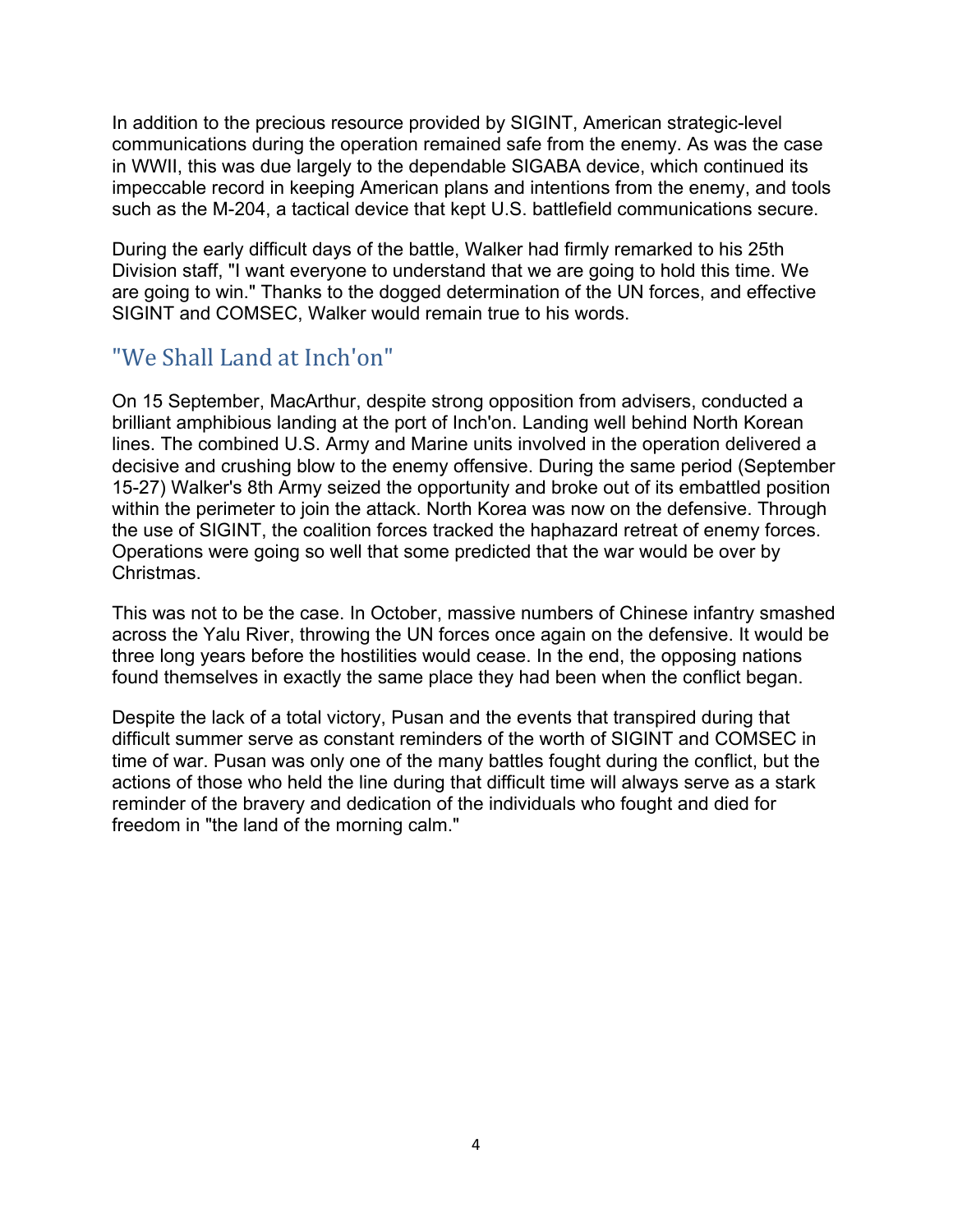In addition to the precious resource provided by SIGINT, American strategic-level communications during the operation remained safe from the enemy. As was the case in WWII, this was due largely to the dependable SIGABA device, which continued its impeccable record in keeping American plans and intentions from the enemy, and tools such as the M-204, a tactical device that kept U.S. battlefield communications secure.

During the early difficult days of the battle, Walker had firmly remarked to his 25th Division staff, "I want everyone to understand that we are going to hold this time. We are going to win." Thanks to the dogged determination of the UN forces, and effective SIGINT and COMSEC, Walker would remain true to his words.

## "We Shall Land at Inch'on"

On 15 September, MacArthur, despite strong opposition from advisers, conducted a brilliant amphibious landing at the port of Inch'on. Landing well behind North Korean lines. The combined U.S. Army and Marine units involved in the operation delivered a decisive and crushing blow to the enemy offensive. During the same period (September 15-27) Walker's 8th Army seized the opportunity and broke out of its embattled position within the perimeter to join the attack. North Korea was now on the defensive. Through the use of SIGINT, the coalition forces tracked the haphazard retreat of enemy forces. Operations were going so well that some predicted that the war would be over by Christmas.

This was not to be the case. In October, massive numbers of Chinese infantry smashed across the Yalu River, throwing the UN forces once again on the defensive. It would be three long years before the hostilities would cease. In the end, the opposing nations found themselves in exactly the same place they had been when the conflict began.

Despite the lack of a total victory, Pusan and the events that transpired during that difficult summer serve as constant reminders of the worth of SIGINT and COMSEC in time of war. Pusan was only one of the many battles fought during the conflict, but the actions of those who held the line during that difficult time will always serve as a stark reminder of the bravery and dedication of the individuals who fought and died for freedom in "the land of the morning calm."